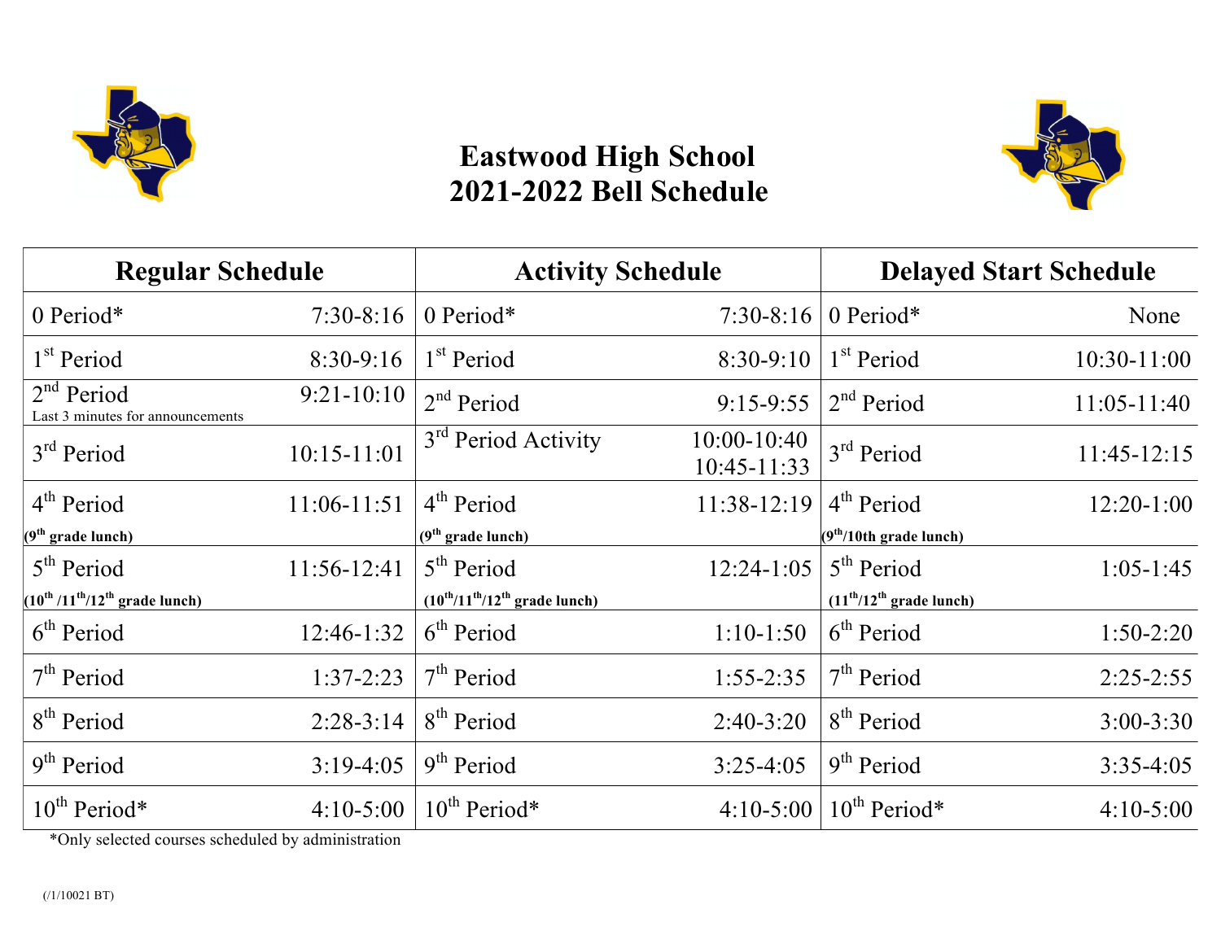# Eastwood High School
# 2021-2022 Bell Schedule

| Regular Schedule | | Activity Schedule | | Delayed Start Schedule | |
|---|---|---|---|---|---|
| 0 Period* | 7:30-8:16 | 0 Period* | 7:30-8:16 | 0 Period* | None |
| 1st Period | 8:30-9:16 | 1st Period | 8:30-9:10 | 1st Period | 10:30-11:00 |
| 2nd Period<br>Last 3 minutes for announcements | 9:21-10:10 | 2nd Period | 9:15-9:55 | 2nd Period | 11:05-11:40 |
| 3rd Period | 10:15-11:01 | 3rd Period Activity | 10:00-10:40<br>10:45-11:33 | 3rd Period | 11:45-12:15 |
| 4th Period<br>**(9th grade lunch)** | 11:06-11:51 | 4th Period<br>**(9th grade lunch)** | 11:38-12:19 | 4th Period<br>**(9th/10th grade lunch)** | 12:20-1:00 |
| 5th Period<br>**(10th /11th/12th grade lunch)** | 11:56-12:41 | 5th Period<br>**(10th/11th/12th grade lunch)** | 12:24-1:05 | 5th Period<br>**(11th/12th grade lunch)** | 1:05-1:45 |
| 6th Period | 12:46-1:32 | 6th Period | 1:10-1:50 | 6th Period | 1:50-2:20 |
| 7th Period | 1:37-2:23 | 7th Period | 1:55-2:35 | 7th Period | 2:25-2:55 |
| 8th Period | 2:28-3:14 | 8th Period | 2:40-3:20 | 8th Period | 3:00-3:30 |
| 9th Period | 3:19-4:05 | 9th Period | 3:25-4:05 | 9th Period | 3:35-4:05 |
| 10th Period* | 4:10-5:00 | 10th Period* | 4:10-5:00 | 10th Period* | 4:10-5:00 |

*Only selected courses scheduled by administration

(/1/10021 BT)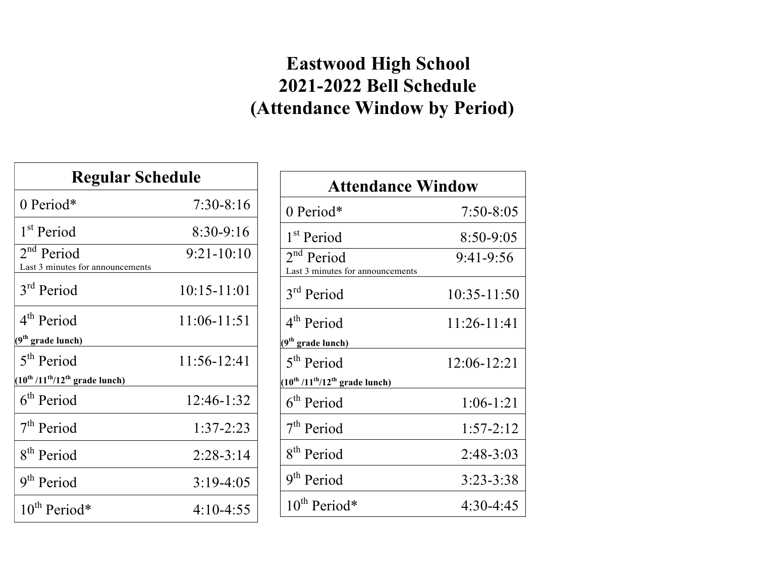# Eastwood High School
# 2021-2022 Bell Schedule
# (Attendance Window by Period)

| Regular Schedule | |
|---|---|
| 0 Period* | 7:30-8:16 |
| 1st Period | 8:30-9:16 |
| 2nd Period<br>Last 3 minutes for announcements | 9:21-10:10 |
| 3rd Period | 10:15-11:01 |
| 4th Period<br>**(9th grade lunch)** | 11:06-11:51 |
| 5th Period<br>**(10th /11th/12th grade lunch)** | 11:56-12:41 |
| 6th Period | 12:46-1:32 |
| 7th Period | 1:37-2:23 |
| 8th Period | 2:28-3:14 |
| 9th Period | 3:19-4:05 |
| 10th Period* | 4:10-4:55 |

| Attendance Window | |
|---|---|
| 0 Period* | 7:50-8:05 |
| 1st Period | 8:50-9:05 |
| 2nd Period<br>Last 3 minutes for announcements | 9:41-9:56 |
| 3rd Period | 10:35-11:50 |
| 4th Period<br>**(9th grade lunch)** | 11:26-11:41 |
| 5th Period<br>**(10th /11th/12th grade lunch)** | 12:06-12:21 |
| 6th Period | 1:06-1:21 |
| 7th Period | 1:57-2:12 |
| 8th Period | 2:48-3:03 |
| 9th Period | 3:23-3:38 |
| 10th Period* | 4:30-4:45 |